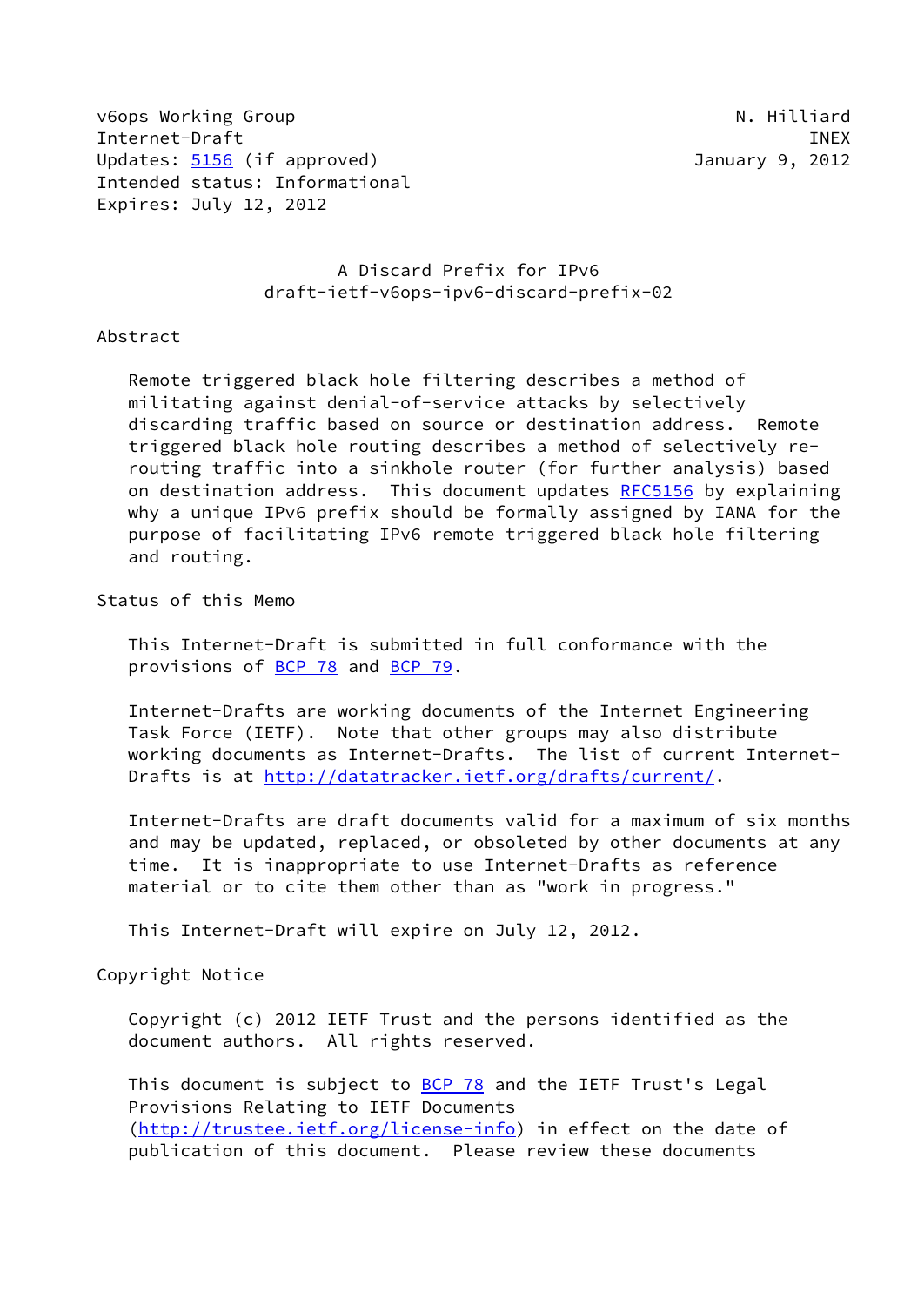v6ops Working Group                                          N. Hilliard
Internet-Draft                                                      INEX
Updates: 5156 (if approved)                              January 9, 2012
Intended status: Informational
Expires: July 12, 2012

# A Discard Prefix for IPv6
## draft-ietf-v6ops-ipv6-discard-prefix-02

## Abstract

Remote triggered black hole filtering describes a method of militating against denial-of-service attacks by selectively discarding traffic based on source or destination address. Remote triggered black hole routing describes a method of selectively re-routing traffic into a sinkhole router (for further analysis) based on destination address. This document updates RFC5156 by explaining why a unique IPv6 prefix should be formally assigned by IANA for the purpose of facilitating IPv6 remote triggered black hole filtering and routing.

## Status of this Memo

This Internet-Draft is submitted in full conformance with the provisions of BCP 78 and BCP 79.

Internet-Drafts are working documents of the Internet Engineering Task Force (IETF). Note that other groups may also distribute working documents as Internet-Drafts. The list of current Internet-Drafts is at http://datatracker.ietf.org/drafts/current/.

Internet-Drafts are draft documents valid for a maximum of six months and may be updated, replaced, or obsoleted by other documents at any time. It is inappropriate to use Internet-Drafts as reference material or to cite them other than as "work in progress."

This Internet-Draft will expire on July 12, 2012.

## Copyright Notice

Copyright (c) 2012 IETF Trust and the persons identified as the document authors. All rights reserved.

This document is subject to BCP 78 and the IETF Trust's Legal Provisions Relating to IETF Documents (http://trustee.ietf.org/license-info) in effect on the date of publication of this document. Please review these documents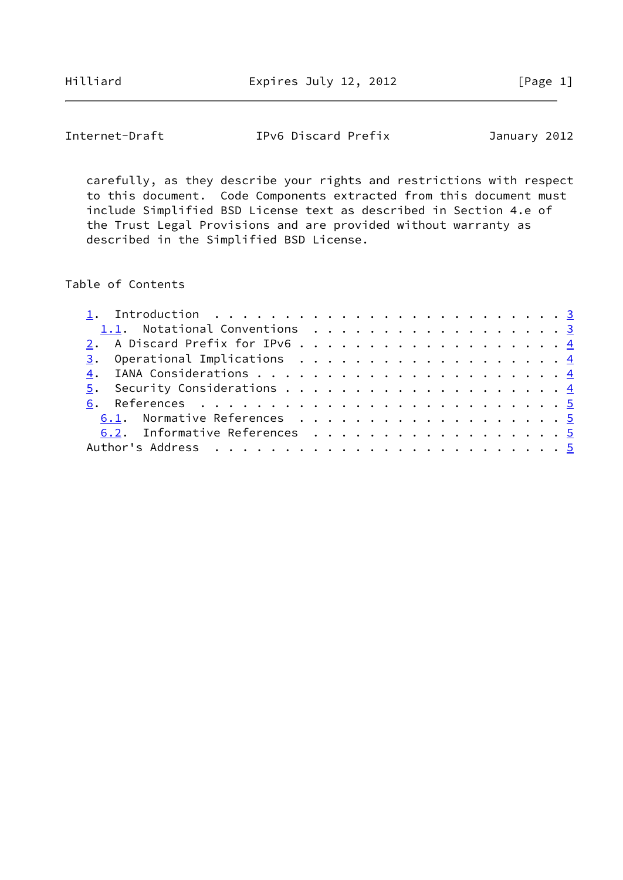carefully, as they describe your rights and restrictions with respect to this document. Code Components extracted from this document must include Simplified BSD License text as described in Section 4.e of the Trust Legal Provisions and are provided without warranty as described in the Simplified BSD License.

## Table of Contents

- 1. Introduction . . . . . . . . . . . . . . . . . . . . . . . . . 3
  - 1.1. Notational Conventions . . . . . . . . . . . . . . . . . . 3
- 2. A Discard Prefix for IPv6 . . . . . . . . . . . . . . . . . . 4
- 3. Operational Implications . . . . . . . . . . . . . . . . . . . 4
- 4. IANA Considerations . . . . . . . . . . . . . . . . . . . . . 4
- 5. Security Considerations . . . . . . . . . . . . . . . . . . . 4
- 6. References . . . . . . . . . . . . . . . . . . . . . . . . . . 5
  - 6.1. Normative References . . . . . . . . . . . . . . . . . . . 5
  - 6.2. Informative References . . . . . . . . . . . . . . . . . . 5
- Author's Address . . . . . . . . . . . . . . . . . . . . . . . . 5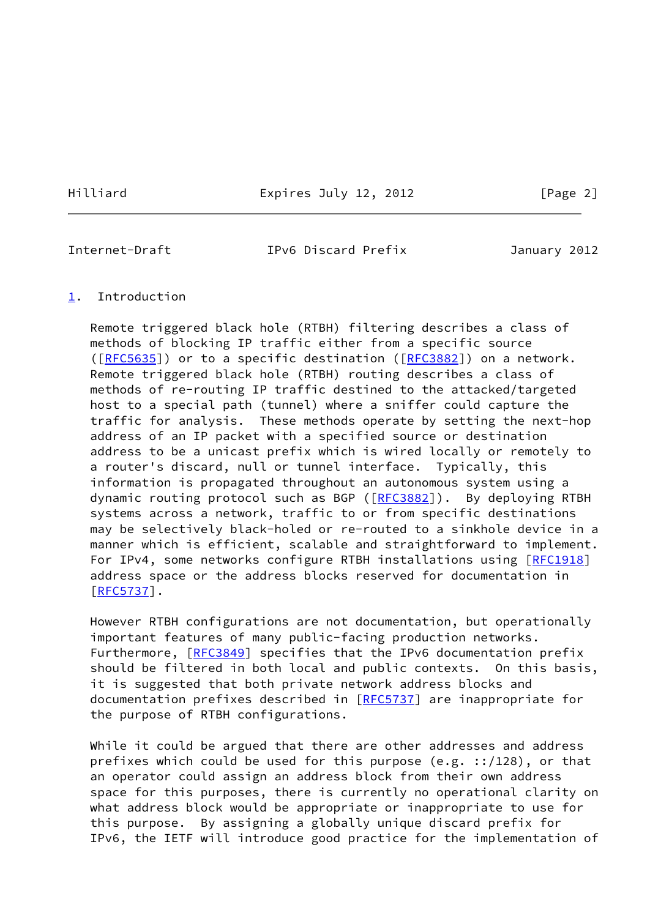## 1. Introduction

Remote triggered black hole (RTBH) filtering describes a class of methods of blocking IP traffic either from a specific source ([RFC5635]) or to a specific destination ([RFC3882]) on a network. Remote triggered black hole (RTBH) routing describes a class of methods of re-routing IP traffic destined to the attacked/targeted host to a special path (tunnel) where a sniffer could capture the traffic for analysis. These methods operate by setting the next-hop address of an IP packet with a specified source or destination address to be a unicast prefix which is wired locally or remotely to a router's discard, null or tunnel interface. Typically, this information is propagated throughout an autonomous system using a dynamic routing protocol such as BGP ([RFC3882]). By deploying RTBH systems across a network, traffic to or from specific destinations may be selectively black-holed or re-routed to a sinkhole device in a manner which is efficient, scalable and straightforward to implement. For IPv4, some networks configure RTBH installations using [RFC1918] address space or the address blocks reserved for documentation in [RFC5737].

However RTBH configurations are not documentation, but operationally important features of many public-facing production networks. Furthermore, [RFC3849] specifies that the IPv6 documentation prefix should be filtered in both local and public contexts. On this basis, it is suggested that both private network address blocks and documentation prefixes described in [RFC5737] are inappropriate for the purpose of RTBH configurations.

While it could be argued that there are other addresses and address prefixes which could be used for this purpose (e.g. ::/128), or that an operator could assign an address block from their own address space for this purposes, there is currently no operational clarity on what address block would be appropriate or inappropriate to use for this purpose. By assigning a globally unique discard prefix for IPv6, the IETF will introduce good practice for the implementation of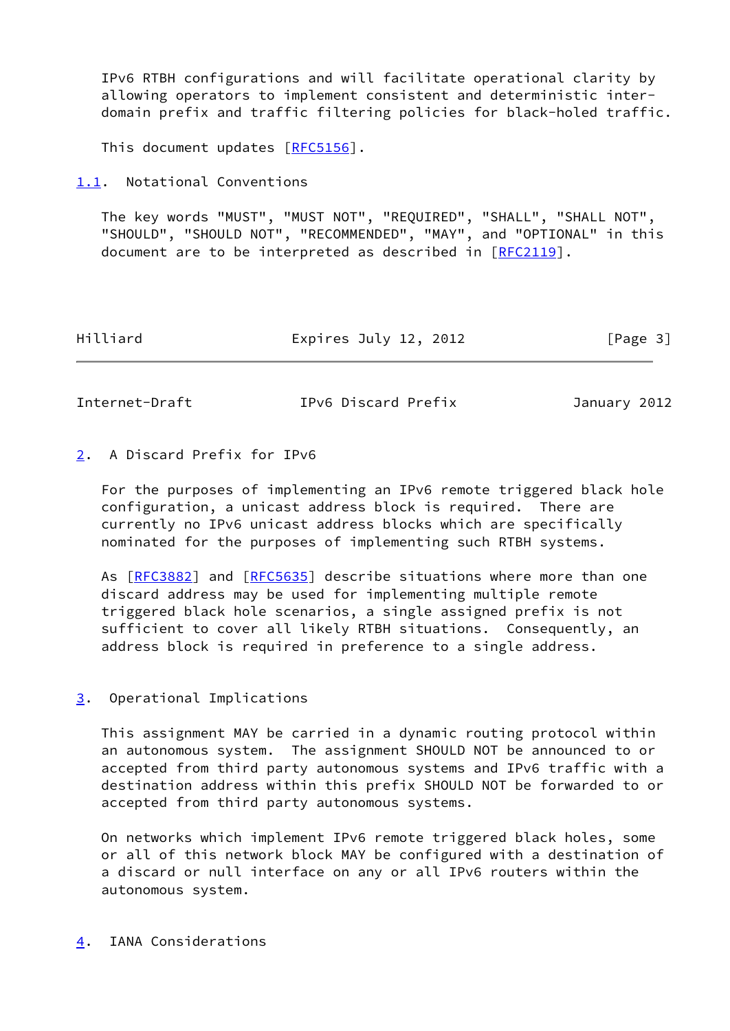IPv6 RTBH configurations and will facilitate operational clarity by allowing operators to implement consistent and deterministic inter-domain prefix and traffic filtering policies for black-holed traffic.

This document updates [RFC5156].

### 1.1. Notational Conventions

The key words "MUST", "MUST NOT", "REQUIRED", "SHALL", "SHALL NOT", "SHOULD", "SHOULD NOT", "RECOMMENDED", "MAY", and "OPTIONAL" in this document are to be interpreted as described in [RFC2119].

## 2. A Discard Prefix for IPv6

For the purposes of implementing an IPv6 remote triggered black hole configuration, a unicast address block is required. There are currently no IPv6 unicast address blocks which are specifically nominated for the purposes of implementing such RTBH systems.

As [RFC3882] and [RFC5635] describe situations where more than one discard address may be used for implementing multiple remote triggered black hole scenarios, a single assigned prefix is not sufficient to cover all likely RTBH situations. Consequently, an address block is required in preference to a single address.

## 3. Operational Implications

This assignment MAY be carried in a dynamic routing protocol within an autonomous system. The assignment SHOULD NOT be announced to or accepted from third party autonomous systems and IPv6 traffic with a destination address within this prefix SHOULD NOT be forwarded to or accepted from third party autonomous systems.

On networks which implement IPv6 remote triggered black holes, some or all of this network block MAY be configured with a destination of a discard or null interface on any or all IPv6 routers within the autonomous system.

## 4. IANA Considerations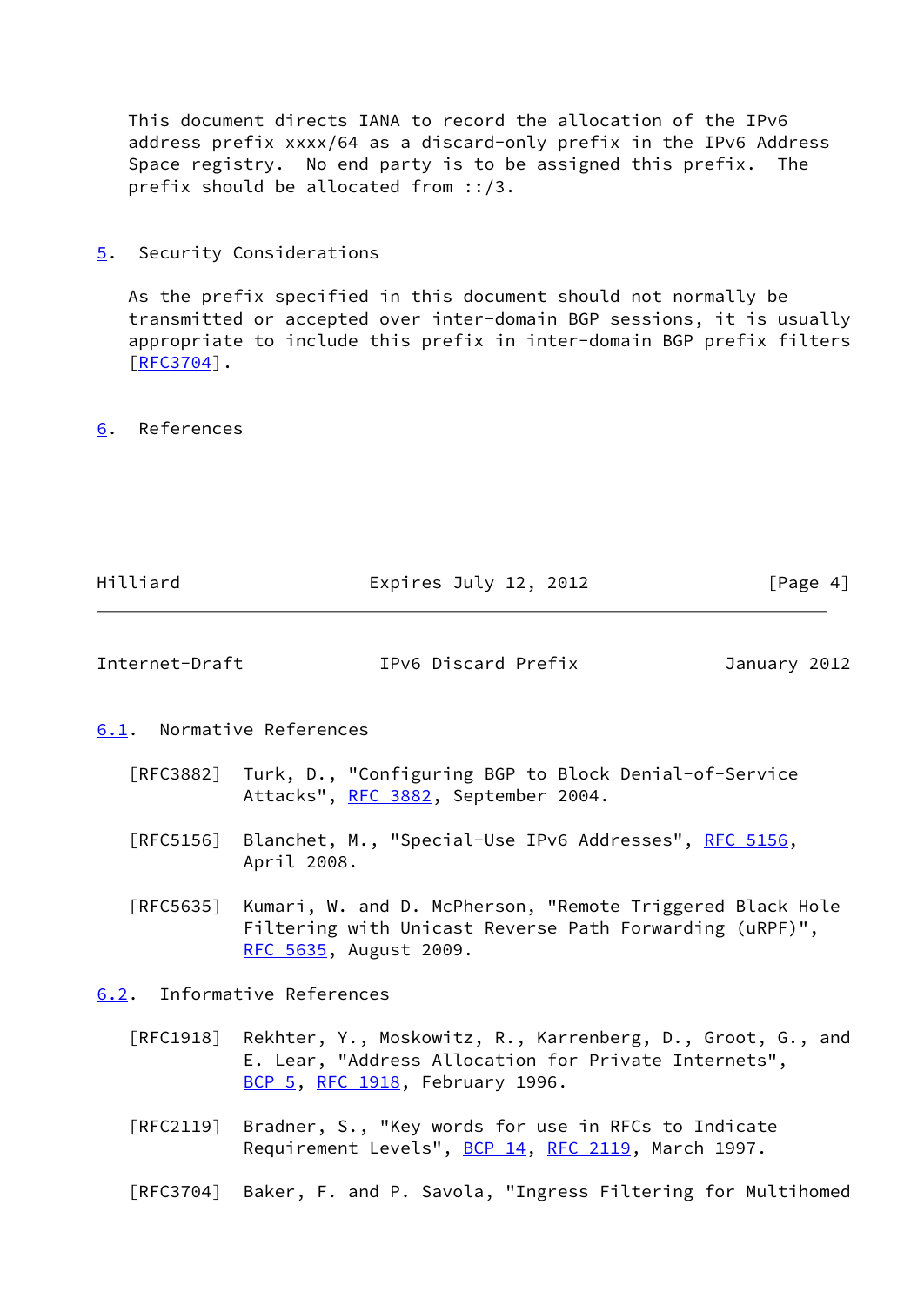This document directs IANA to record the allocation of the IPv6 address prefix xxxx/64 as a discard-only prefix in the IPv6 Address Space registry. No end party is to be assigned this prefix. The prefix should be allocated from ::/3.

## 5. Security Considerations

As the prefix specified in this document should not normally be transmitted or accepted over inter-domain BGP sessions, it is usually appropriate to include this prefix in inter-domain BGP prefix filters [RFC3704].

## 6. References

### 6.1. Normative References

[RFC3882] Turk, D., "Configuring BGP to Block Denial-of-Service Attacks", RFC 3882, September 2004.

[RFC5156] Blanchet, M., "Special-Use IPv6 Addresses", RFC 5156, April 2008.

[RFC5635] Kumari, W. and D. McPherson, "Remote Triggered Black Hole Filtering with Unicast Reverse Path Forwarding (uRPF)", RFC 5635, August 2009.

### 6.2. Informative References

[RFC1918] Rekhter, Y., Moskowitz, R., Karrenberg, D., Groot, G., and E. Lear, "Address Allocation for Private Internets", BCP 5, RFC 1918, February 1996.

[RFC2119] Bradner, S., "Key words for use in RFCs to Indicate Requirement Levels", BCP 14, RFC 2119, March 1997.

[RFC3704] Baker, F. and P. Savola, "Ingress Filtering for Multihomed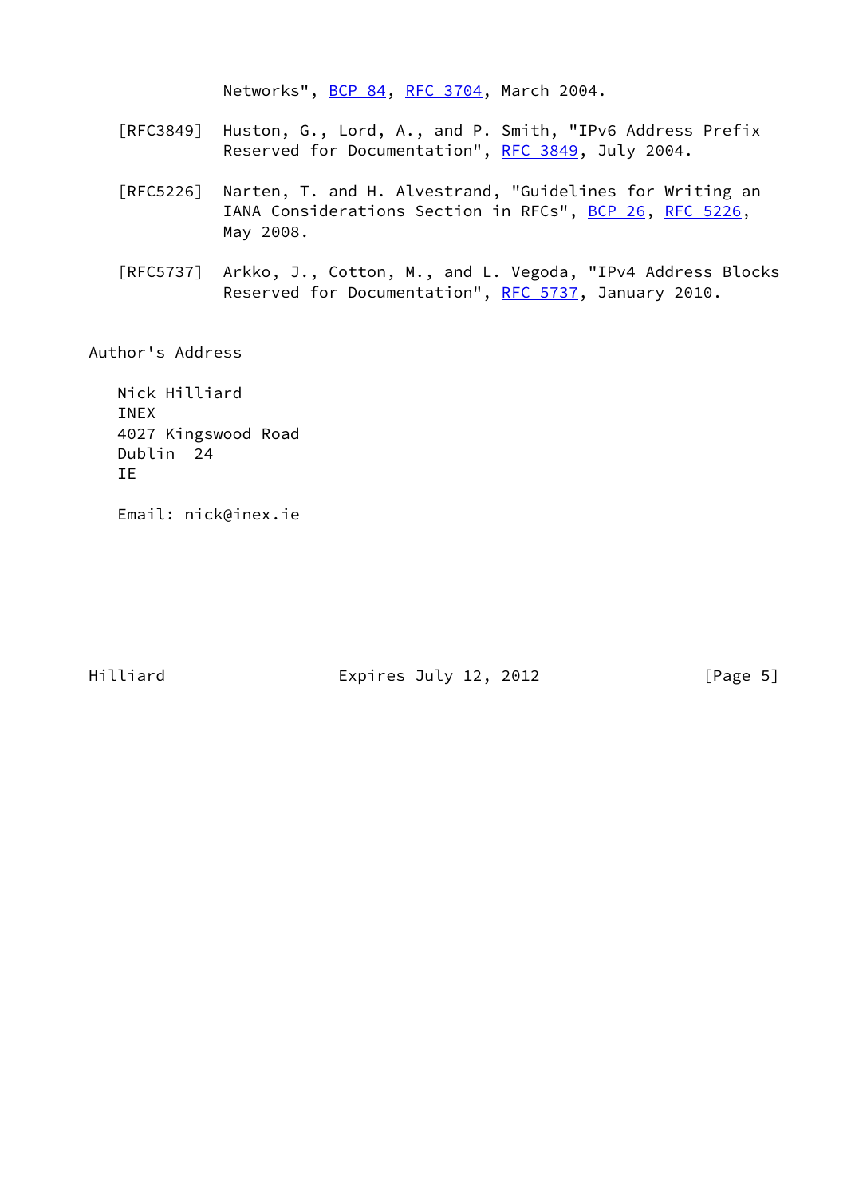Networks", BCP 84, RFC 3704, March 2004.

[RFC3849] Huston, G., Lord, A., and P. Smith, "IPv6 Address Prefix Reserved for Documentation", RFC 3849, July 2004.

[RFC5226] Narten, T. and H. Alvestrand, "Guidelines for Writing an IANA Considerations Section in RFCs", BCP 26, RFC 5226, May 2008.

[RFC5737] Arkko, J., Cotton, M., and L. Vegoda, "IPv4 Address Blocks Reserved for Documentation", RFC 5737, January 2010.

## Author's Address

Nick Hilliard
INEX
4027 Kingswood Road
Dublin 24
IE

Email: nick@inex.ie